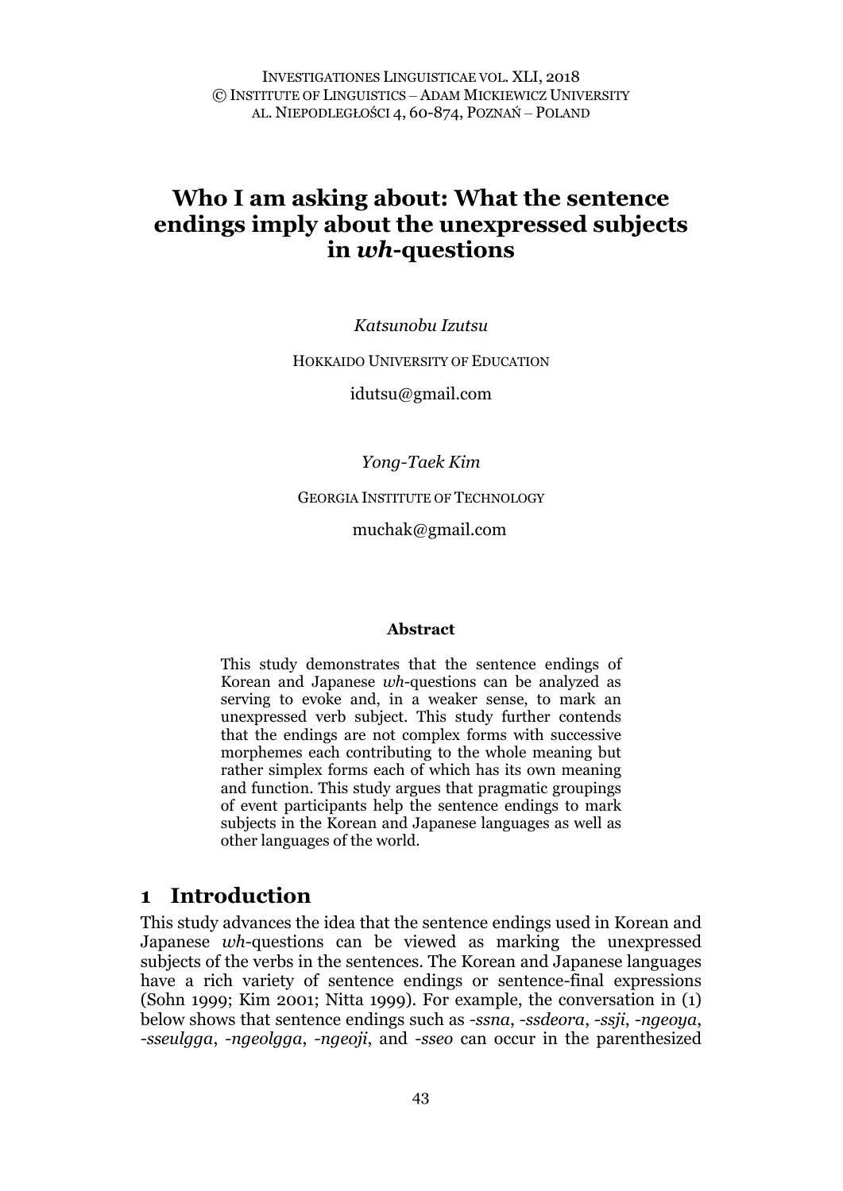# Who I am asking about: What the sentence endings imply about the unexpressed subjects in *wh*-questions

*Katsunobu Izutsu*

HOKKAIDO UNIVERSITY OF EDUCATION

idutsu@gmail.com

*Yong-Taek Kim*

GEORGIA INSTITUTE OF TECHNOLOGY

muchak@gmail.com

**Abstract**

This study demonstrates that the sentence endings of Korean and Japanese *wh*-questions can be analyzed as serving to evoke and, in a weaker sense, to mark an unexpressed verb subject. This study further contends that the endings are not complex forms with successive morphemes each contributing to the whole meaning but rather simplex forms each of which has its own meaning and function. This study argues that pragmatic groupings of event participants help the sentence endings to mark subjects in the Korean and Japanese languages as well as other languages of the world.

## 1 Introduction

This study advances the idea that the sentence endings used in Korean and Japanese *wh*-questions can be viewed as marking the unexpressed subjects of the verbs in the sentences. The Korean and Japanese languages have a rich variety of sentence endings or sentence-final expressions (Sohn 1999; Kim 2001; Nitta 1999). For example, the conversation in (1) below shows that sentence endings such as *-ssna*, *-ssdeora*, *-ssji*, *-ngeoya*, *-sseulgga*, *-ngeolgga*, *-ngeoji*, and *-sseo* can occur in the parenthesized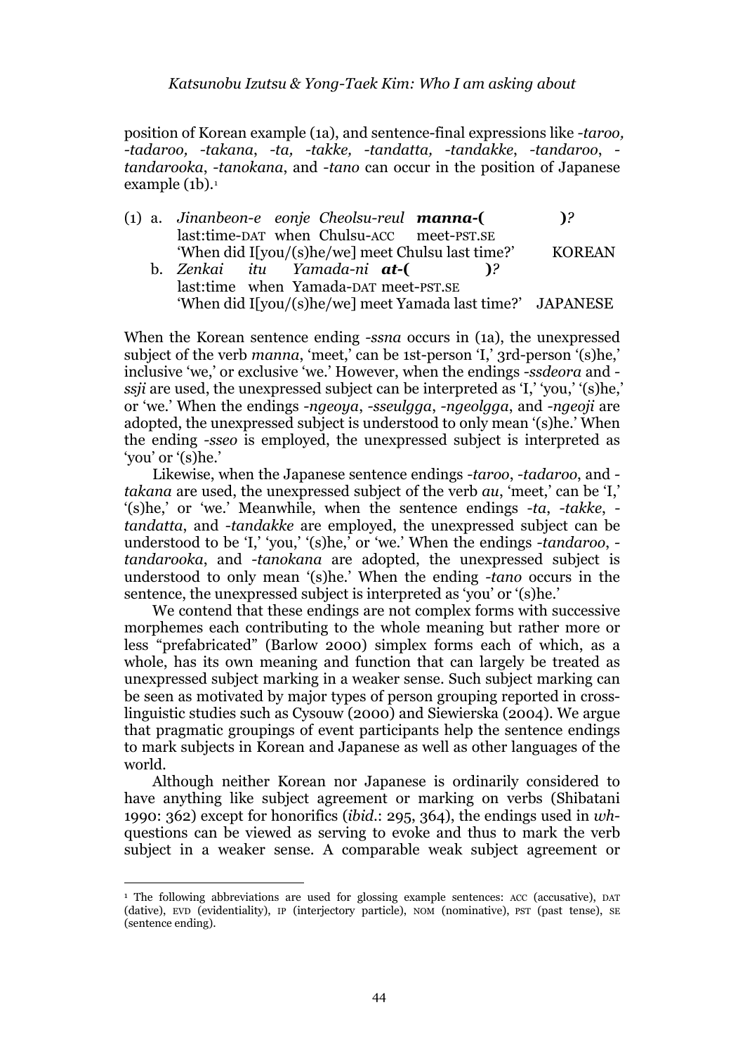position of Korean example (1a), and sentence-final expressions like *-taroo, -tadaroo, -takana, -ta, -takke, -tandatta, -tandakke, -tandaroo, -tandarooka, -tanokana,* and *-tano* can occur in the position of Japanese example (1b).[1]

(1) a. *Jinanbeon-e eonje Cheolsu-reul* ***manna-(*** ***)****?*
   last:time-DAT when Chulsu-ACC meet-PST.SE
   'When did I[you/(s)he/we] meet Chulsu last time?' KOREAN

   b. *Zenkai itu Yamada-ni* ***at-(*** ***)****?*
   last:time when Yamada-DAT meet-PST.SE
   'When did I[you/(s)he/we] meet Yamada last time?' JAPANESE

When the Korean sentence ending *-ssna* occurs in (1a), the unexpressed subject of the verb *manna*, 'meet,' can be 1st-person 'I,' 3rd-person '(s)he,' inclusive 'we,' or exclusive 'we.' However, when the endings *-ssdeora* and *-ssji* are used, the unexpressed subject can be interpreted as 'I,' 'you,' '(s)he,' or 'we.' When the endings *-ngeoya*, *-sseulgga*, *-ngeolgga*, and *-ngeoji* are adopted, the unexpressed subject is understood to only mean '(s)he.' When the ending *-sseo* is employed, the unexpressed subject is interpreted as 'you' or '(s)he.'

Likewise, when the Japanese sentence endings *-taroo*, *-tadaroo*, and *-takana* are used, the unexpressed subject of the verb *au*, 'meet,' can be 'I,' '(s)he,' or 'we.' Meanwhile, when the sentence endings *-ta*, *-takke*, *-tandatta*, and *-tandakke* are employed, the unexpressed subject can be understood to be 'I,' 'you,' '(s)he,' or 'we.' When the endings *-tandaroo*, *-tandarooka*, and *-tanokana* are adopted, the unexpressed subject is understood to only mean '(s)he.' When the ending *-tano* occurs in the sentence, the unexpressed subject is interpreted as 'you' or '(s)he.'

We contend that these endings are not complex forms with successive morphemes each contributing to the whole meaning but rather more or less "prefabricated" (Barlow 2000) simplex forms each of which, as a whole, has its own meaning and function that can largely be treated as unexpressed subject marking in a weaker sense. Such subject marking can be seen as motivated by major types of person grouping reported in cross-linguistic studies such as Cysouw (2000) and Siewierska (2004). We argue that pragmatic groupings of event participants help the sentence endings to mark subjects in Korean and Japanese as well as other languages of the world.

Although neither Korean nor Japanese is ordinarily considered to have anything like subject agreement or marking on verbs (Shibatani 1990: 362) except for honorifics (*ibid.*: 295, 364), the endings used in *wh*-questions can be viewed as serving to evoke and thus to mark the verb subject in a weaker sense. A comparable weak subject agreement or

[1] The following abbreviations are used for glossing example sentences: ACC (accusative), DAT (dative), EVD (evidentiality), IP (interjectory particle), NOM (nominative), PST (past tense), SE (sentence ending).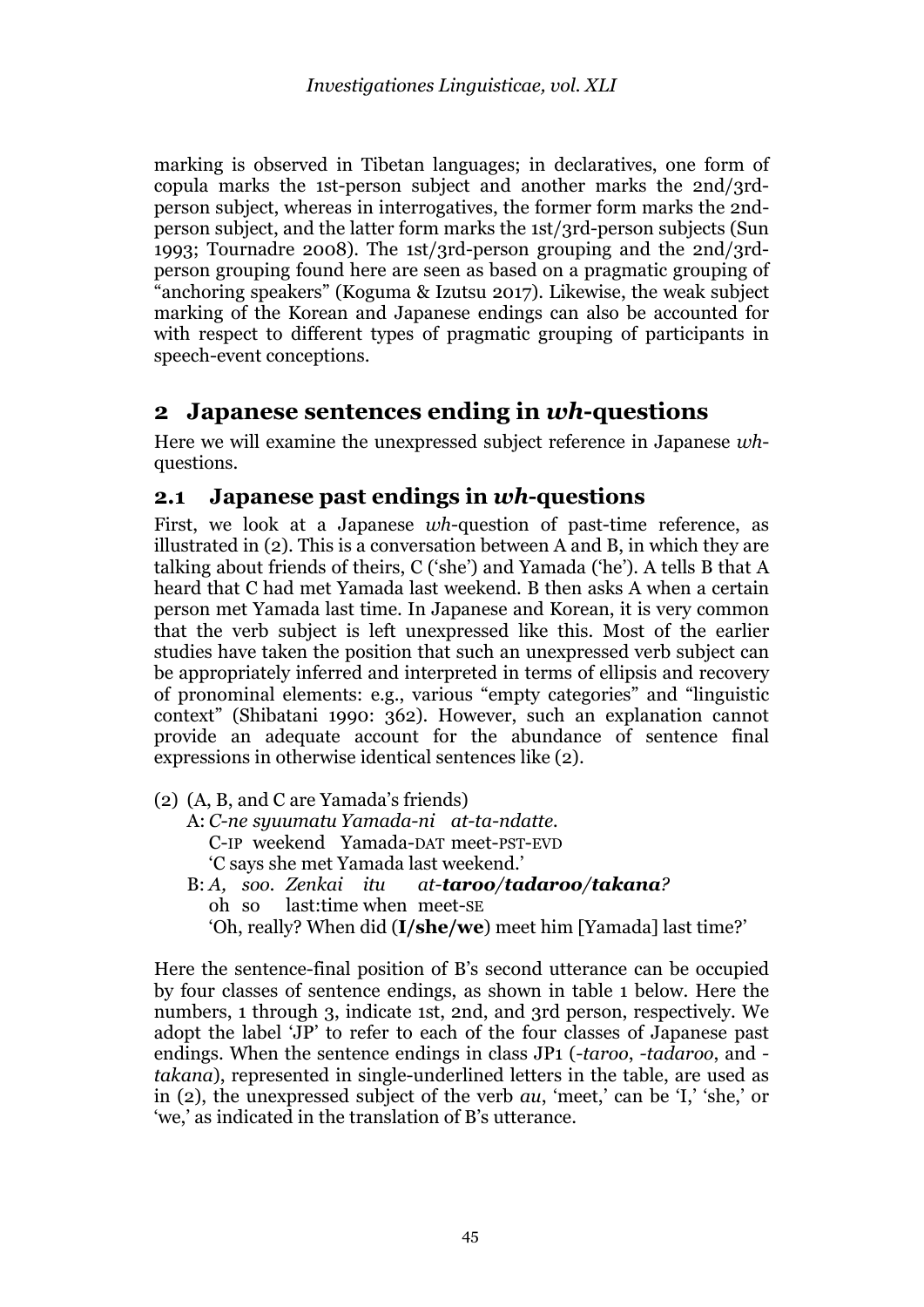marking is observed in Tibetan languages; in declaratives, one form of copula marks the 1st-person subject and another marks the 2nd/3rd-person subject, whereas in interrogatives, the former form marks the 2nd-person subject, and the latter form marks the 1st/3rd-person subjects (Sun 1993; Tournadre 2008). The 1st/3rd-person grouping and the 2nd/3rd-person grouping found here are seen as based on a pragmatic grouping of "anchoring speakers" (Koguma & Izutsu 2017). Likewise, the weak subject marking of the Korean and Japanese endings can also be accounted for with respect to different types of pragmatic grouping of participants in speech-event conceptions.

## 2 Japanese sentences ending in *wh*-questions

Here we will examine the unexpressed subject reference in Japanese *wh*-questions.

### 2.1 Japanese past endings in *wh*-questions

First, we look at a Japanese *wh*-question of past-time reference, as illustrated in (2). This is a conversation between A and B, in which they are talking about friends of theirs, C ('she') and Yamada ('he'). A tells B that A heard that C had met Yamada last weekend. B then asks A when a certain person met Yamada last time. In Japanese and Korean, it is very common that the verb subject is left unexpressed like this. Most of the earlier studies have taken the position that such an unexpressed verb subject can be appropriately inferred and interpreted in terms of ellipsis and recovery of pronominal elements: e.g., various "empty categories" and "linguistic context" (Shibatani 1990: 362). However, such an explanation cannot provide an adequate account for the abundance of sentence final expressions in otherwise identical sentences like (2).

(2) (A, B, and C are Yamada's friends)
    A: *C-ne syuumatu Yamada-ni at-ta-ndatte.*
       C-IP weekend Yamada-DAT meet-PST-EVD
       'C says she met Yamada last weekend.'
    B: *A, soo. Zenkai itu at-**taroo/tadaroo/takana**?*
       oh so last:time when meet-SE
       'Oh, really? When did (**I/she/we**) meet him [Yamada] last time?'

Here the sentence-final position of B's second utterance can be occupied by four classes of sentence endings, as shown in table 1 below. Here the numbers, 1 through 3, indicate 1st, 2nd, and 3rd person, respectively. We adopt the label 'JP' to refer to each of the four classes of Japanese past endings. When the sentence endings in class JP1 (*-taroo*, *-tadaroo*, and *-takana*), represented in single-underlined letters in the table, are used as in (2), the unexpressed subject of the verb *au*, 'meet,' can be 'I,' 'she,' or 'we,' as indicated in the translation of B's utterance.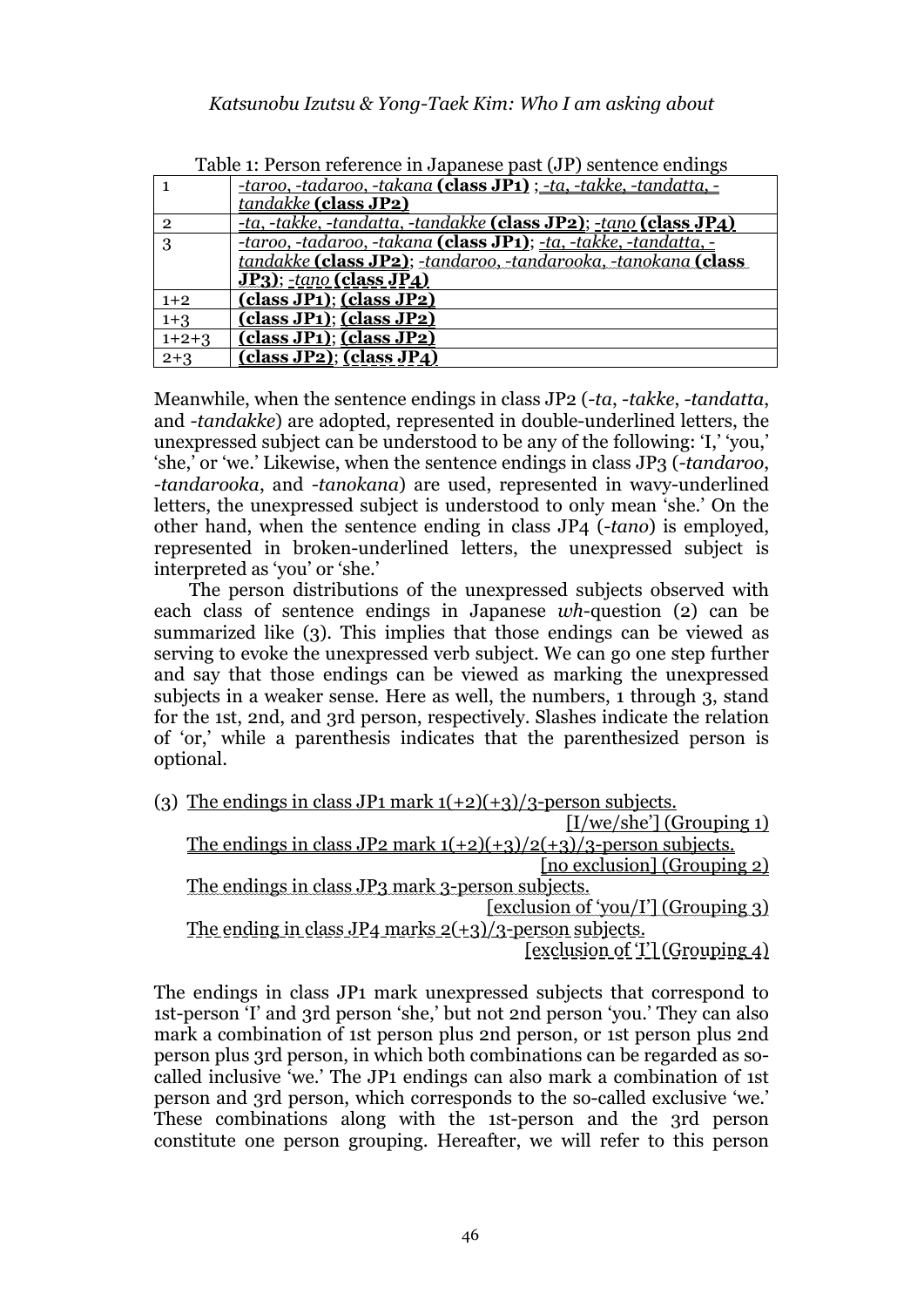Table 1: Person reference in Japanese past (JP) sentence endings

| | |
|---|---|
| 1 | *-taroo*, *-tadaroo*, *-takana* **(class JP1)** ; *-ta*, *-takke*, *-tandatta*, *-tandakke* **(class JP2)** |
| 2 | *-ta*, *-takke*, *-tandatta*, *-tandakke* **(class JP2)**; *-tano* **(class JP4)** |
| 3 | *-taroo*, *-tadaroo*, *-takana* **(class JP1)**; *-ta*, *-takke*, *-tandatta*, *-tandakke* **(class JP2)**; *-tandaroo*, *-tandarooka*, *-tanokana* **(class JP3)**; *-tano* **(class JP4)** |
| 1+2 | **(class JP1)**; **(class JP2)** |
| 1+3 | **(class JP1)**; **(class JP2)** |
| 1+2+3 | **(class JP1)**; **(class JP2)** |
| 2+3 | **(class JP2)**; **(class JP4)** |

Meanwhile, when the sentence endings in class JP2 (*-ta*, *-takke*, *-tandatta*, and *-tandakke*) are adopted, represented in double-underlined letters, the unexpressed subject can be understood to be any of the following: 'I,' 'you,' 'she,' or 'we.' Likewise, when the sentence endings in class JP3 (*-tandaroo*, *-tandarooka*, and *-tanokana*) are used, represented in wavy-underlined letters, the unexpressed subject is understood to only mean 'she.' On the other hand, when the sentence ending in class JP4 (*-tano*) is employed, represented in broken-underlined letters, the unexpressed subject is interpreted as 'you' or 'she.'

The person distributions of the unexpressed subjects observed with each class of sentence endings in Japanese *wh*-question (2) can be summarized like (3). This implies that those endings can be viewed as serving to evoke the unexpressed verb subject. We can go one step further and say that those endings can be viewed as marking the unexpressed subjects in a weaker sense. Here as well, the numbers, 1 through 3, stand for the 1st, 2nd, and 3rd person, respectively. Slashes indicate the relation of 'or,' while a parenthesis indicates that the parenthesized person is optional.

(3) The endings in class JP1 mark 1(+2)(+3)/3-person subjects.
[I/we/she'] (Grouping 1)
The endings in class JP2 mark 1(+2)(+3)/2(+3)/3-person subjects.
[no exclusion] (Grouping 2)
The endings in class JP3 mark 3-person subjects.
[exclusion of 'you/I'] (Grouping 3)
The ending in class JP4 marks 2(+3)/3-person subjects.
[exclusion of 'I'] (Grouping 4)

The endings in class JP1 mark unexpressed subjects that correspond to 1st-person 'I' and 3rd person 'she,' but not 2nd person 'you.' They can also mark a combination of 1st person plus 2nd person, or 1st person plus 2nd person plus 3rd person, in which both combinations can be regarded as so-called inclusive 'we.' The JP1 endings can also mark a combination of 1st person and 3rd person, which corresponds to the so-called exclusive 'we.' These combinations along with the 1st-person and the 3rd person constitute one person grouping. Hereafter, we will refer to this person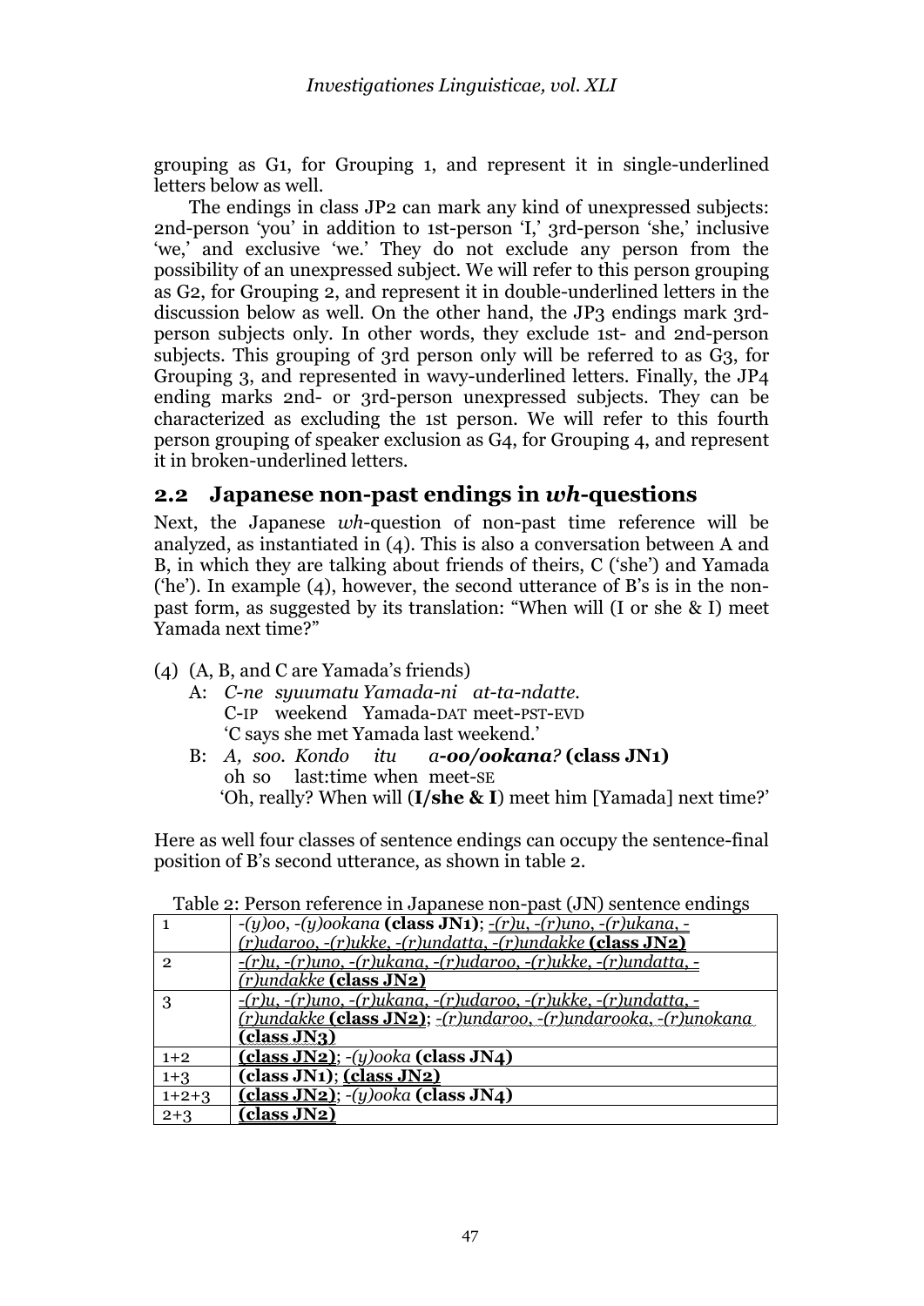grouping as G1, for Grouping 1, and represent it in single-underlined letters below as well.

The endings in class JP2 can mark any kind of unexpressed subjects: 2nd-person 'you' in addition to 1st-person 'I,' 3rd-person 'she,' inclusive 'we,' and exclusive 'we.' They do not exclude any person from the possibility of an unexpressed subject. We will refer to this person grouping as G2, for Grouping 2, and represent it in double-underlined letters in the discussion below as well. On the other hand, the JP3 endings mark 3rd-person subjects only. In other words, they exclude 1st- and 2nd-person subjects. This grouping of 3rd person only will be referred to as G3, for Grouping 3, and represented in wavy-underlined letters. Finally, the JP4 ending marks 2nd- or 3rd-person unexpressed subjects. They can be characterized as excluding the 1st person. We will refer to this fourth person grouping of speaker exclusion as G4, for Grouping 4, and represent it in broken-underlined letters.

## 2.2 Japanese non-past endings in *wh*-questions

Next, the Japanese *wh*-question of non-past time reference will be analyzed, as instantiated in (4). This is also a conversation between A and B, in which they are talking about friends of theirs, C ('she') and Yamada ('he'). In example (4), however, the second utterance of B's is in the non-past form, as suggested by its translation: "When will (I or she & I) meet Yamada next time?"

(4) (A, B, and C are Yamada's friends)
  A: *C-ne syuumatu Yamada-ni at-ta-ndatte.*
    C-IP weekend Yamada-DAT meet-PST-EVD
    'C says she met Yamada last weekend.'
  B: *A, soo. Kondo itu a-**oo/ookana**?* **(class JN1)**
    oh so last:time when meet-SE
    'Oh, really? When will (**I/she & I**) meet him [Yamada] next time?'

Here as well four classes of sentence endings can occupy the sentence-final position of B's second utterance, as shown in table 2.

Table 2: Person reference in Japanese non-past (JN) sentence endings

| | |
|---|---|
| 1 | *-(y)oo, -(y)ookana* **(class JN1)**; *-(r)u, -(r)uno, -(r)ukana, -(r)udaroo, -(r)ukke, -(r)undatta, -(r)undakke* **(class JN2)** |
| 2 | *-(r)u, -(r)uno, -(r)ukana, -(r)udaroo, -(r)ukke, -(r)undatta, -(r)undakke* **(class JN2)** |
| 3 | *-(r)u, -(r)uno, -(r)ukana, -(r)udaroo, -(r)ukke, -(r)undatta, -(r)undakke* **(class JN2)**; *-(r)undaroo, -(r)undarooka, -(r)unokana* **(class JN3)** |
| 1+2 | **(class JN2)**; *-(y)ooka* **(class JN4)** |
| 1+3 | **(class JN1)**; **(class JN2)** |
| 1+2+3 | **(class JN2)**; *-(y)ooka* **(class JN4)** |
| 2+3 | **(class JN2)** |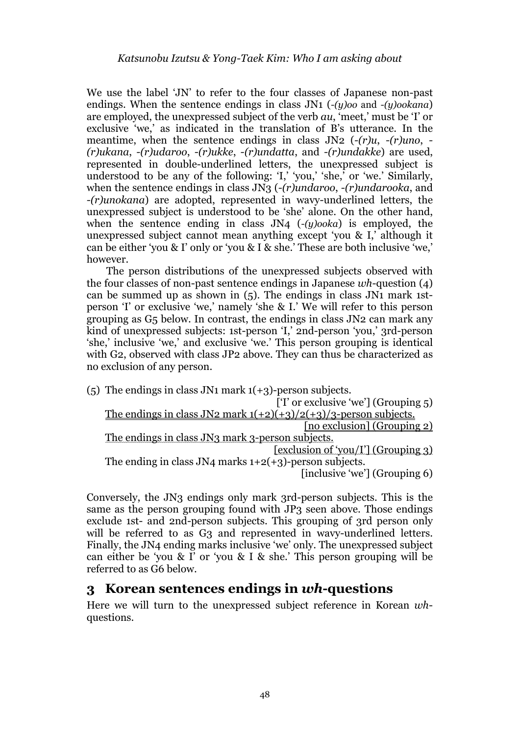We use the label 'JN' to refer to the four classes of Japanese non-past endings. When the sentence endings in class JN1 (*-(y)oo* and *-(y)ookana*) are employed, the unexpressed subject of the verb *au*, 'meet,' must be 'I' or exclusive 'we,' as indicated in the translation of B's utterance. In the meantime, when the sentence endings in class JN2 (*-(r)u*, *-(r)uno*, *-(r)ukana*, *-(r)udaroo*, *-(r)ukke*, *-(r)undatta*, and *-(r)undakke*) are used, represented in double-underlined letters, the unexpressed subject is understood to be any of the following: 'I,' 'you,' 'she,' or 'we.' Similarly, when the sentence endings in class JN3 (*-(r)undaroo*, *-(r)undarooka*, and *-(r)unokana*) are adopted, represented in wavy-underlined letters, the unexpressed subject is understood to be 'she' alone. On the other hand, when the sentence ending in class JN4 (*-(y)ooka*) is employed, the unexpressed subject cannot mean anything except 'you & I,' although it can be either 'you & I' only or 'you & I & she.' These are both inclusive 'we,' however.

The person distributions of the unexpressed subjects observed with the four classes of non-past sentence endings in Japanese *wh*-question (4) can be summed up as shown in (5). The endings in class JN1 mark 1st-person 'I' or exclusive 'we,' namely 'she & I.' We will refer to this person grouping as G5 below. In contrast, the endings in class JN2 can mark any kind of unexpressed subjects: 1st-person 'I,' 2nd-person 'you,' 3rd-person 'she,' inclusive 'we,' and exclusive 'we.' This person grouping is identical with G2, observed with class JP2 above. They can thus be characterized as no exclusion of any person.

(5) The endings in class JN1 mark 1(+3)-person subjects.
['I' or exclusive 'we'] (Grouping 5)
The endings in class JN2 mark 1(+2)(+3)/2(+3)/3-person subjects.
[no exclusion] (Grouping 2)
The endings in class JN3 mark 3-person subjects.
[exclusion of 'you/I'] (Grouping 3)
The ending in class JN4 marks 1+2(+3)-person subjects.
[inclusive 'we'] (Grouping 6)

Conversely, the JN3 endings only mark 3rd-person subjects. This is the same as the person grouping found with JP3 seen above. Those endings exclude 1st- and 2nd-person subjects. This grouping of 3rd person only will be referred to as G3 and represented in wavy-underlined letters. Finally, the JN4 ending marks inclusive 'we' only. The unexpressed subject can either be 'you & I' or 'you & I & she.' This person grouping will be referred to as G6 below.

## 3 Korean sentences endings in *wh*-questions

Here we will turn to the unexpressed subject reference in Korean *wh*-questions.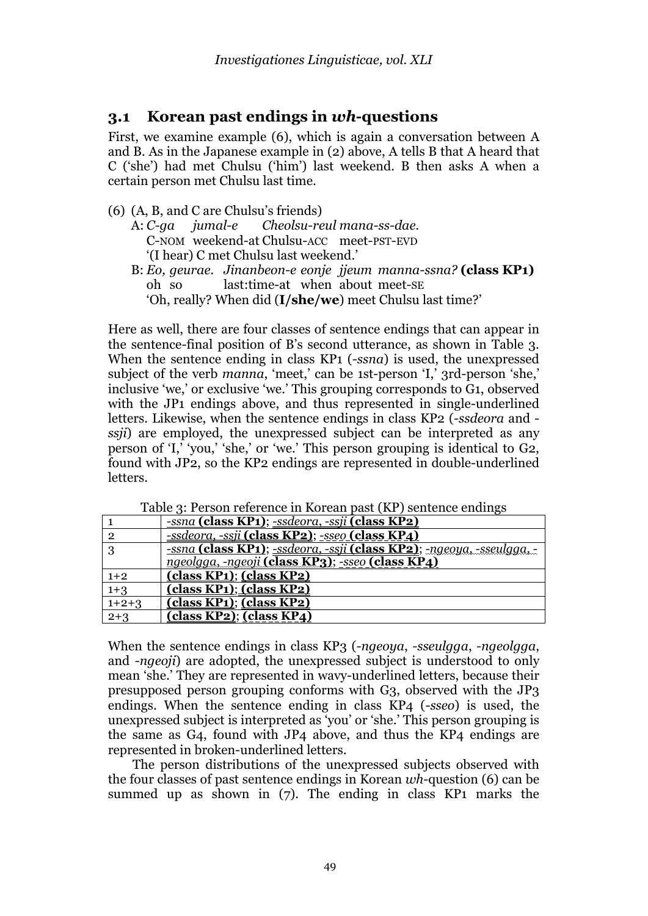## 3.1 Korean past endings in *wh*-questions

First, we examine example (6), which is again a conversation between A and B. As in the Japanese example in (2) above, A tells B that A heard that C ('she') had met Chulsu ('him') last weekend. B then asks A when a certain person met Chulsu last time.

(6) (A, B, and C are Chulsu's friends)

A: *C-ga jumal-e Cheolsu-reul mana-ss-dae.*
C-NOM weekend-at Chulsu-ACC meet-PST-EVD
'(I hear) C met Chulsu last weekend.'

B: *Eo, geurae. Jinanbeon-e eonje jjeum manna-ssna?* **(class KP1)**
oh so last:time-at when about meet-SE
'Oh, really? When did (**I/she/we**) meet Chulsu last time?'

Here as well, there are four classes of sentence endings that can appear in the sentence-final position of B's second utterance, as shown in Table 3. When the sentence ending in class KP1 (*-ssna*) is used, the unexpressed subject of the verb *manna*, 'meet,' can be 1st-person 'I,' 3rd-person 'she,' inclusive 'we,' or exclusive 'we.' This grouping corresponds to G1, observed with the JP1 endings above, and thus represented in single-underlined letters. Likewise, when the sentence endings in class KP2 (*-ssdeora* and *-ssji*) are employed, the unexpressed subject can be interpreted as any person of 'I,' 'you,' 'she,' or 'we.' This person grouping is identical to G2, found with JP2, so the KP2 endings are represented in double-underlined letters.

Table 3: Person reference in Korean past (KP) sentence endings

| | |
|---|---|
| 1 | *-ssna* **(class KP1)**; *-ssdeora, -ssji* **(class KP2)** |
| 2 | *-ssdeora, -ssji* **(class KP2)**; *-sseo* **(class KP4)** |
| 3 | *-ssna* **(class KP1)**; *-ssdeora, -ssji* **(class KP2)**; *-ngeoya, -sseulgga, -ngeolgga, -ngeoji* **(class KP3)**; *-sseo* **(class KP4)** |
| 1+2 | **(class KP1)**; **(class KP2)** |
| 1+3 | **(class KP1)**; **(class KP2)** |
| 1+2+3 | **(class KP1)**; **(class KP2)** |
| 2+3 | **(class KP2)**; **(class KP4)** |

When the sentence endings in class KP3 (*-ngeoya*, *-sseulgga*, *-ngeolgga*, and *-ngeoji*) are adopted, the unexpressed subject is understood to only mean 'she.' They are represented in wavy-underlined letters, because their presupposed person grouping conforms with G3, observed with the JP3 endings. When the sentence ending in class KP4 (*-sseo*) is used, the unexpressed subject is interpreted as 'you' or 'she.' This person grouping is the same as G4, found with JP4 above, and thus the KP4 endings are represented in broken-underlined letters.

The person distributions of the unexpressed subjects observed with the four classes of past sentence endings in Korean *wh*-question (6) can be summed up as shown in (7). The ending in class KP1 marks the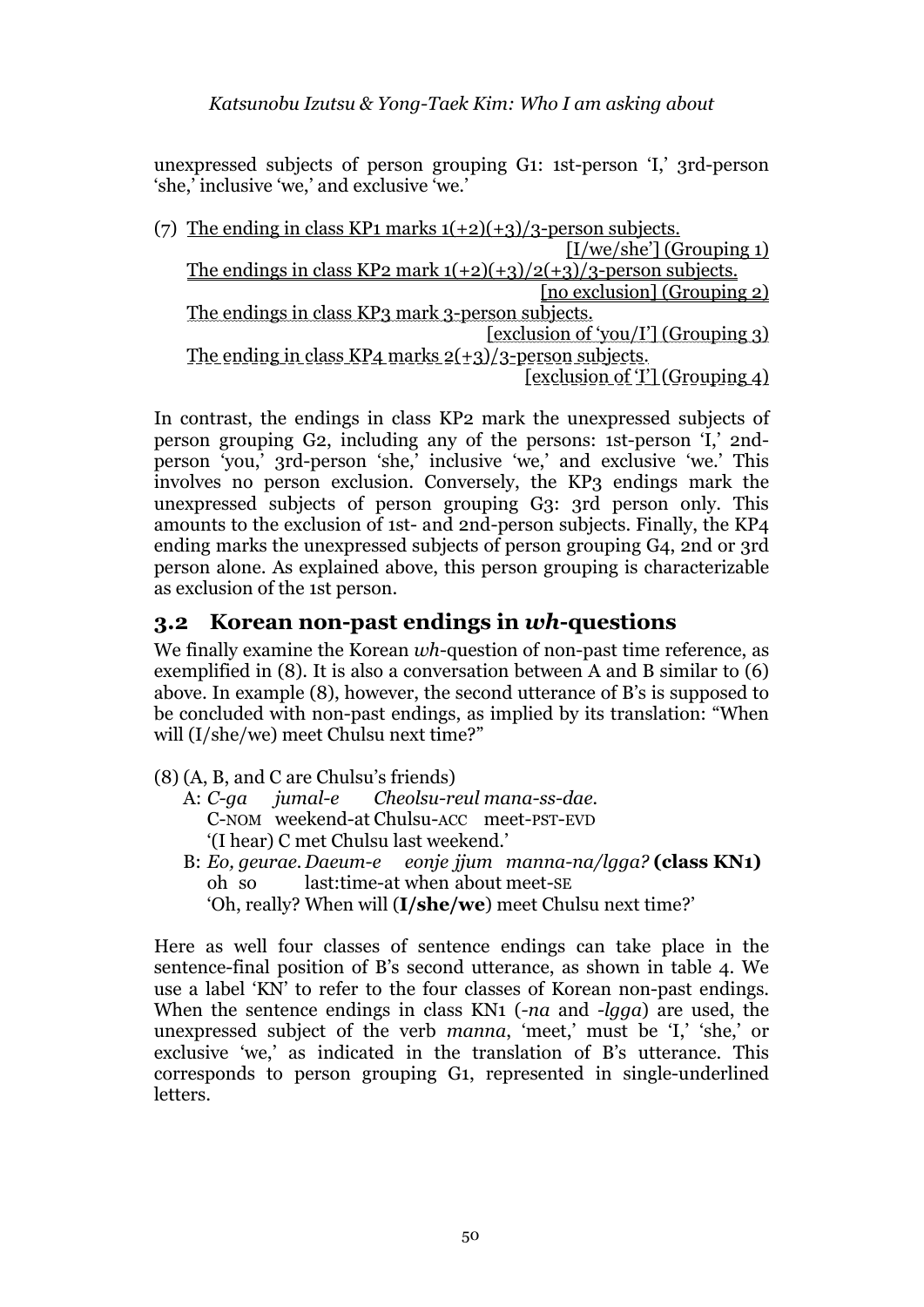unexpressed subjects of person grouping G1: 1st-person 'I,' 3rd-person 'she,' inclusive 'we,' and exclusive 'we.'

(7) The ending in class KP1 marks 1(+2)(+3)/3-person subjects.
[I/we/she'] (Grouping 1)
The endings in class KP2 mark 1(+2)(+3)/2(+3)/3-person subjects.
[no exclusion] (Grouping 2)
The endings in class KP3 mark 3-person subjects.
[exclusion of 'you/I'] (Grouping 3)
The ending in class KP4 marks 2(+3)/3-person subjects.
[exclusion of 'I'] (Grouping 4)

In contrast, the endings in class KP2 mark the unexpressed subjects of person grouping G2, including any of the persons: 1st-person 'I,' 2nd-person 'you,' 3rd-person 'she,' inclusive 'we,' and exclusive 'we.' This involves no person exclusion. Conversely, the KP3 endings mark the unexpressed subjects of person grouping G3: 3rd person only. This amounts to the exclusion of 1st- and 2nd-person subjects. Finally, the KP4 ending marks the unexpressed subjects of person grouping G4, 2nd or 3rd person alone. As explained above, this person grouping is characterizable as exclusion of the 1st person.

## 3.2 Korean non-past endings in *wh*-questions

We finally examine the Korean *wh*-question of non-past time reference, as exemplified in (8). It is also a conversation between A and B similar to (6) above. In example (8), however, the second utterance of B's is supposed to be concluded with non-past endings, as implied by its translation: "When will (I/she/we) meet Chulsu next time?"

(8) (A, B, and C are Chulsu's friends)
A: *C-ga jumal-e Cheolsu-reul mana-ss-dae.*
C-NOM weekend-at Chulsu-ACC meet-PST-EVD
'(I hear) C met Chulsu last weekend.'
B: *Eo, geurae. Daeum-e eonje jjum manna-na/lgga?* **(class KN1)**
oh so last:time-at when about meet-SE
'Oh, really? When will (**I/she/we**) meet Chulsu next time?'

Here as well four classes of sentence endings can take place in the sentence-final position of B's second utterance, as shown in table 4. We use a label 'KN' to refer to the four classes of Korean non-past endings. When the sentence endings in class KN1 (*-na* and *-lgga*) are used, the unexpressed subject of the verb *manna*, 'meet,' must be 'I,' 'she,' or exclusive 'we,' as indicated in the translation of B's utterance. This corresponds to person grouping G1, represented in single-underlined letters.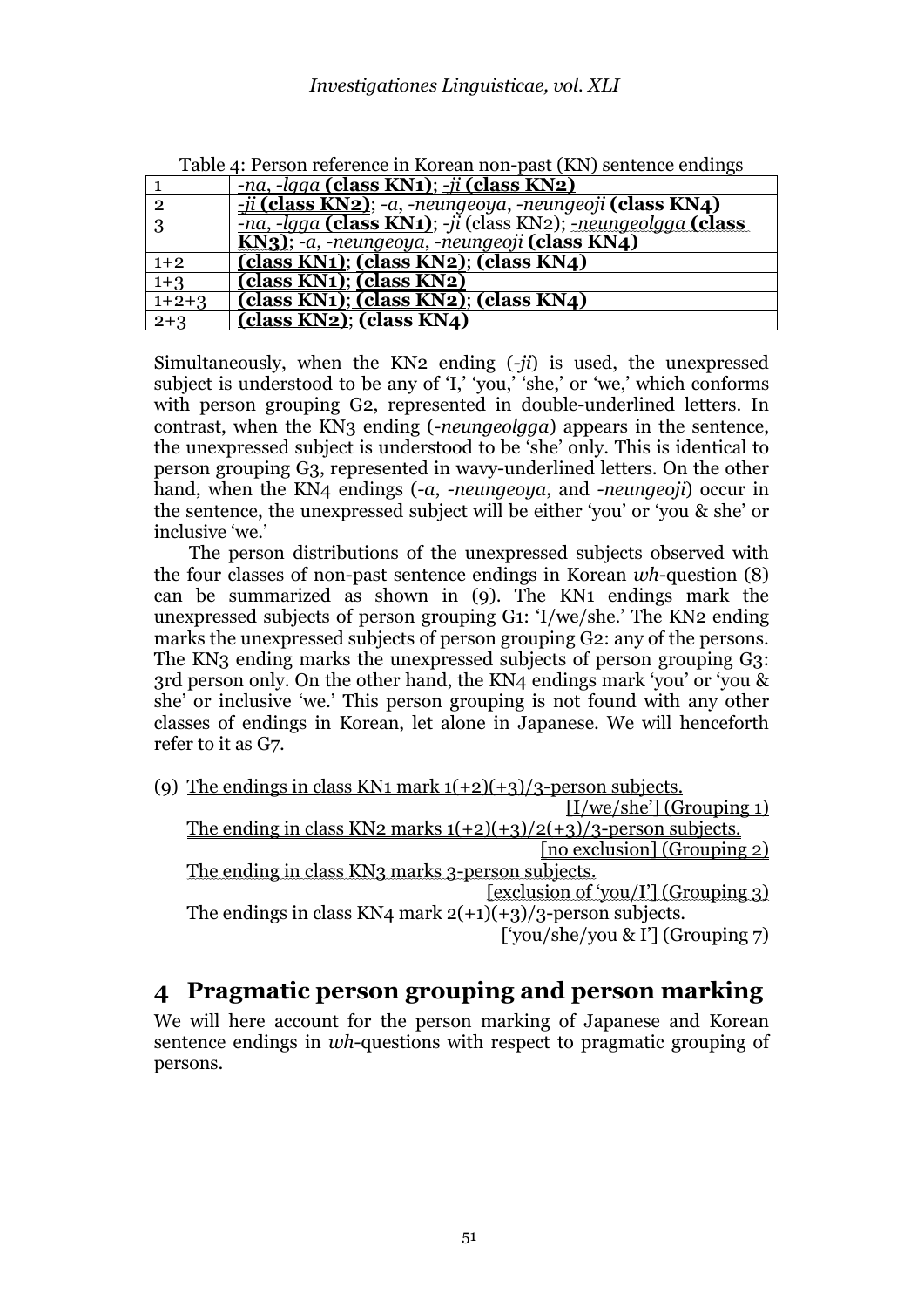Table 4: Person reference in Korean non-past (KN) sentence endings

| | |
|---|---|
| 1 | *-na*, *-lgga* **(class KN1)**; *-ji* **(class KN2)** |
| 2 | *-ji* **(class KN2)**; *-a*, *-neungeoya*, *-neungeoji* **(class KN4)** |
| 3 | *-na*, *-lgga* **(class KN1)**; *-ji* (class KN2); *-neungeolgga* **(class KN3)**; *-a*, *-neungeoya*, *-neungeoji* **(class KN4)** |
| 1+2 | **(class KN1)**; **(class KN2)**; **(class KN4)** |
| 1+3 | **(class KN1)**; **(class KN2)** |
| 1+2+3 | **(class KN1)**; **(class KN2)**; **(class KN4)** |
| 2+3 | **(class KN2)**; **(class KN4)** |

Simultaneously, when the KN2 ending (*-ji*) is used, the unexpressed subject is understood to be any of 'I,' 'you,' 'she,' or 'we,' which conforms with person grouping G2, represented in double-underlined letters. In contrast, when the KN3 ending (*-neungeolgga*) appears in the sentence, the unexpressed subject is understood to be 'she' only. This is identical to person grouping G3, represented in wavy-underlined letters. On the other hand, when the KN4 endings (*-a*, *-neungeoya*, and *-neungeoji*) occur in the sentence, the unexpressed subject will be either 'you' or 'you & she' or inclusive 'we.'

The person distributions of the unexpressed subjects observed with the four classes of non-past sentence endings in Korean *wh*-question (8) can be summarized as shown in (9). The KN1 endings mark the unexpressed subjects of person grouping G1: 'I/we/she.' The KN2 ending marks the unexpressed subjects of person grouping G2: any of the persons. The KN3 ending marks the unexpressed subjects of person grouping G3: 3rd person only. On the other hand, the KN4 endings mark 'you' or 'you & she' or inclusive 'we.' This person grouping is not found with any other classes of endings in Korean, let alone in Japanese. We will henceforth refer to it as G7.

(9) The endings in class KN1 mark 1(+2)(+3)/3-person subjects.
['I/we/she'] (Grouping 1)
The ending in class KN2 marks 1(+2)(+3)/2(+3)/3-person subjects.
[no exclusion] (Grouping 2)
The ending in class KN3 marks 3-person subjects.
[exclusion of 'you/I'] (Grouping 3)
The endings in class KN4 mark 2(+1)(+3)/3-person subjects.
['you/she/you & I'] (Grouping 7)

## 4 Pragmatic person grouping and person marking

We will here account for the person marking of Japanese and Korean sentence endings in *wh*-questions with respect to pragmatic grouping of persons.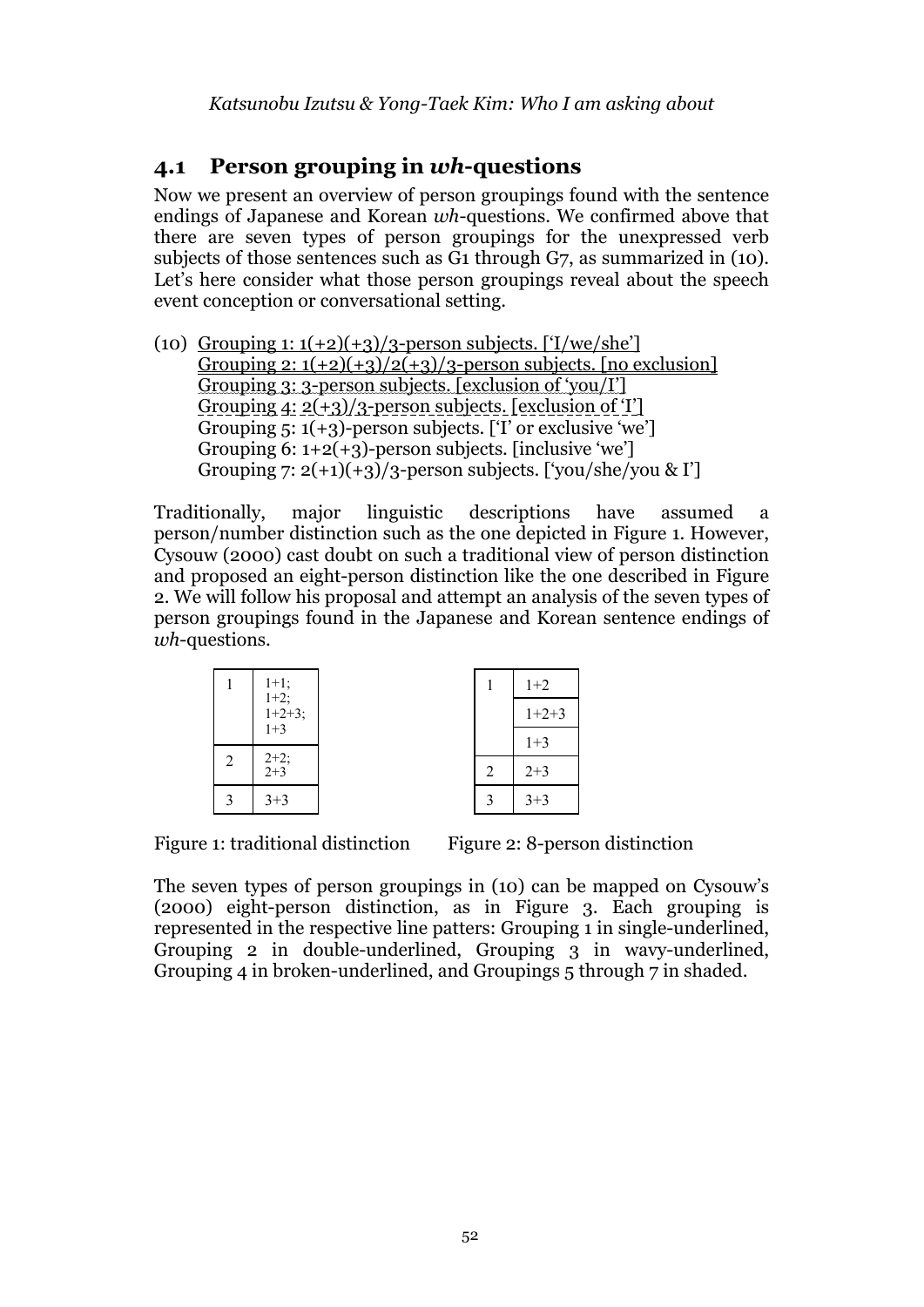## 4.1 Person grouping in *wh*-questions

Now we present an overview of person groupings found with the sentence endings of Japanese and Korean *wh*-questions. We confirmed above that there are seven types of person groupings for the unexpressed verb subjects of those sentences such as G1 through G7, as summarized in (10). Let's here consider what those person groupings reveal about the speech event conception or conversational setting.

(10) Grouping 1: 1(+2)(+3)/3-person subjects. ['I/we/she']
Grouping 2: 1(+2)(+3)/2(+3)/3-person subjects. [no exclusion]
Grouping 3: 3-person subjects. [exclusion of 'you/I']
Grouping 4: 2(+3)/3-person subjects. [exclusion of 'I']
Grouping 5: 1(+3)-person subjects. ['I' or exclusive 'we']
Grouping 6: 1+2(+3)-person subjects. [inclusive 'we']
Grouping 7: 2(+1)(+3)/3-person subjects. ['you/she/you & I']

Traditionally, major linguistic descriptions have assumed a person/number distinction such as the one depicted in Figure 1. However, Cysouw (2000) cast doubt on such a traditional view of person distinction and proposed an eight-person distinction like the one described in Figure 2. We will follow his proposal and attempt an analysis of the seven types of person groupings found in the Japanese and Korean sentence endings of *wh*-questions.

| | |
|---|---|
| 1 | 1+1; 1+2; 1+2+3; 1+3 |
| 2 | 2+2; 2+3 |
| 3 | 3+3 |

Figure 1: traditional distinction

| | |
|---|---|
| 1 | 1+2 |
| | 1+2+3 |
| | 1+3 |
| 2 | 2+3 |
| 3 | 3+3 |

Figure 2: 8-person distinction

The seven types of person groupings in (10) can be mapped on Cysouw's (2000) eight-person distinction, as in Figure 3. Each grouping is represented in the respective line patters: Grouping 1 in single-underlined, Grouping 2 in double-underlined, Grouping 3 in wavy-underlined, Grouping 4 in broken-underlined, and Groupings 5 through 7 in shaded.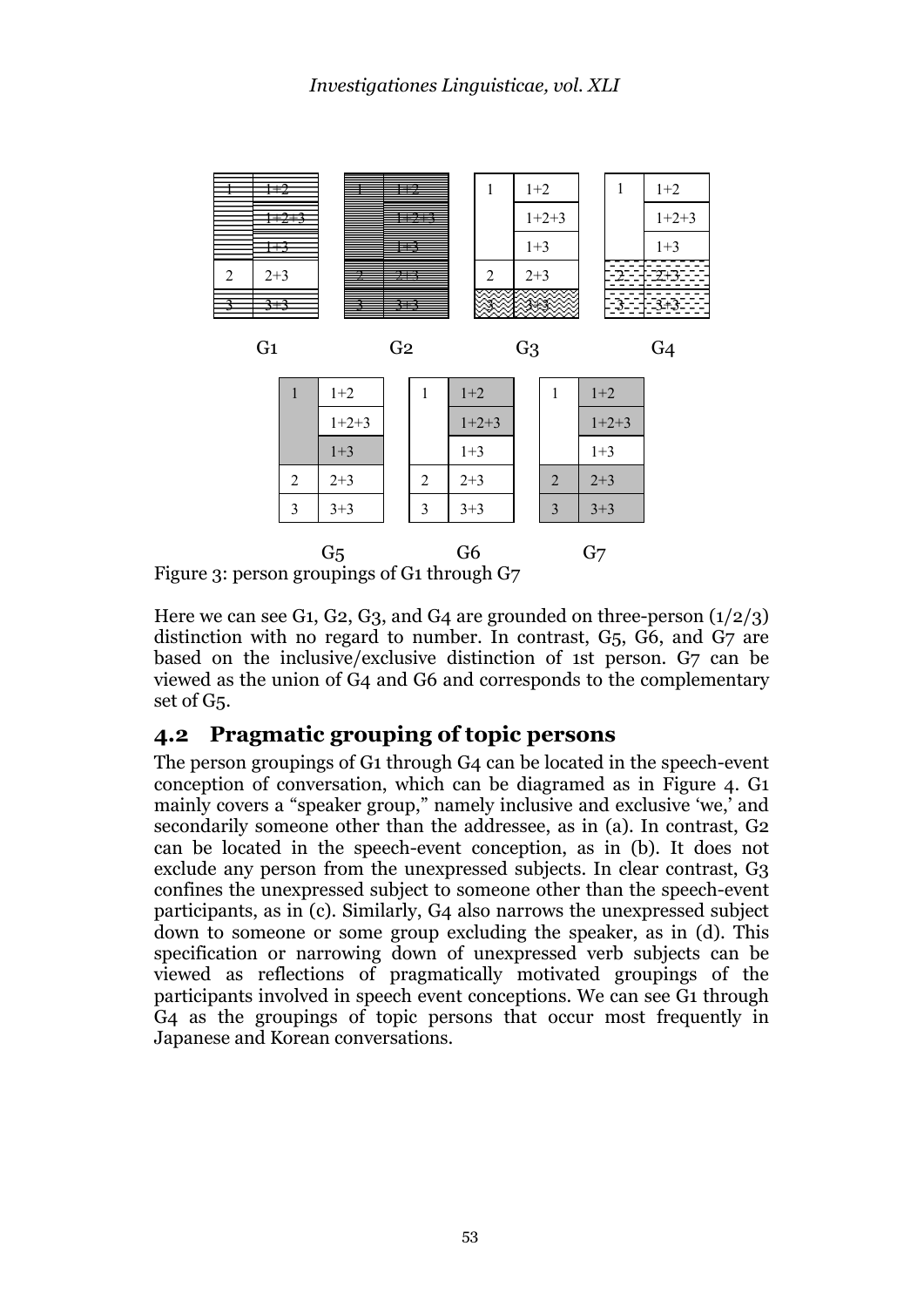| 1 | 1+2 |
|---|---|
| | 1+2+3 |
| | 1+3 |
| 2 | 2+3 |
| 3 | 3+3 |

G1

| 1 | 1+2 |
|---|---|
| | 1+2+3 |
| | 1+3 |
| 2 | 2+3 |
| 3 | 3+3 |

G2

| 1 | 1+2 |
|---|---|
| | 1+2+3 |
| | 1+3 |
| 2 | 2+3 |
| 3 | 3+3 |

G3

| 1 | 1+2 |
|---|---|
| | 1+2+3 |
| | 1+3 |
| 2 | 2+3 |
| 3 | 3+3 |

G4

| 1 | 1+2 |
|---|---|
| | 1+2+3 |
| | 1+3 |
| 2 | 2+3 |
| 3 | 3+3 |

G5

| 1 | 1+2 |
|---|---|
| | 1+2+3 |
| | 1+3 |
| 2 | 2+3 |
| 3 | 3+3 |

G6

| 1 | 1+2 |
|---|---|
| | 1+2+3 |
| | 1+3 |
| 2 | 2+3 |
| 3 | 3+3 |

G7

Figure 3: person groupings of G1 through G7

Here we can see G1, G2, G3, and G4 are grounded on three-person (1/2/3) distinction with no regard to number. In contrast, G5, G6, and G7 are based on the inclusive/exclusive distinction of 1st person. G7 can be viewed as the union of G4 and G6 and corresponds to the complementary set of G5.

## 4.2 Pragmatic grouping of topic persons

The person groupings of G1 through G4 can be located in the speech-event conception of conversation, which can be diagramed as in Figure 4. G1 mainly covers a "speaker group," namely inclusive and exclusive 'we,' and secondarily someone other than the addressee, as in (a). In contrast, G2 can be located in the speech-event conception, as in (b). It does not exclude any person from the unexpressed subjects. In clear contrast, G3 confines the unexpressed subject to someone other than the speech-event participants, as in (c). Similarly, G4 also narrows the unexpressed subject down to someone or some group excluding the speaker, as in (d). This specification or narrowing down of unexpressed verb subjects can be viewed as reflections of pragmatically motivated groupings of the participants involved in speech event conceptions. We can see G1 through G4 as the groupings of topic persons that occur most frequently in Japanese and Korean conversations.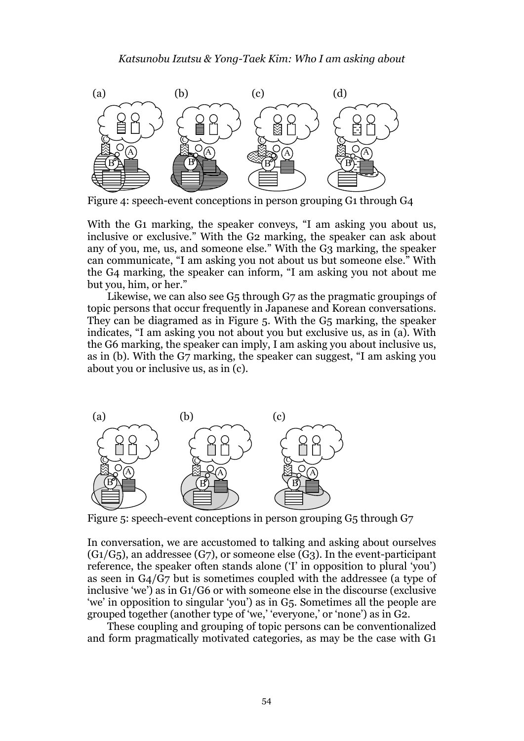Figure 4: speech-event conceptions in person grouping G1 through G4

With the G1 marking, the speaker conveys, "I am asking you about us, inclusive or exclusive." With the G2 marking, the speaker can ask about any of you, me, us, and someone else." With the G3 marking, the speaker can communicate, "I am asking you not about us but someone else." With the G4 marking, the speaker can inform, "I am asking you not about me but you, him, or her."

Likewise, we can also see G5 through G7 as the pragmatic groupings of topic persons that occur frequently in Japanese and Korean conversations. They can be diagramed as in Figure 5. With the G5 marking, the speaker indicates, "I am asking you not about you but exclusive us, as in (a). With the G6 marking, the speaker can imply, I am asking you about inclusive us, as in (b). With the G7 marking, the speaker can suggest, "I am asking you about you or inclusive us, as in (c).

Figure 5: speech-event conceptions in person grouping G5 through G7

In conversation, we are accustomed to talking and asking about ourselves (G1/G5), an addressee (G7), or someone else (G3). In the event-participant reference, the speaker often stands alone ('I' in opposition to plural 'you') as seen in G4/G7 but is sometimes coupled with the addressee (a type of inclusive 'we') as in G1/G6 or with someone else in the discourse (exclusive 'we' in opposition to singular 'you') as in G5. Sometimes all the people are grouped together (another type of 'we,' 'everyone,' or 'none') as in G2.

These coupling and grouping of topic persons can be conventionalized and form pragmatically motivated categories, as may be the case with G1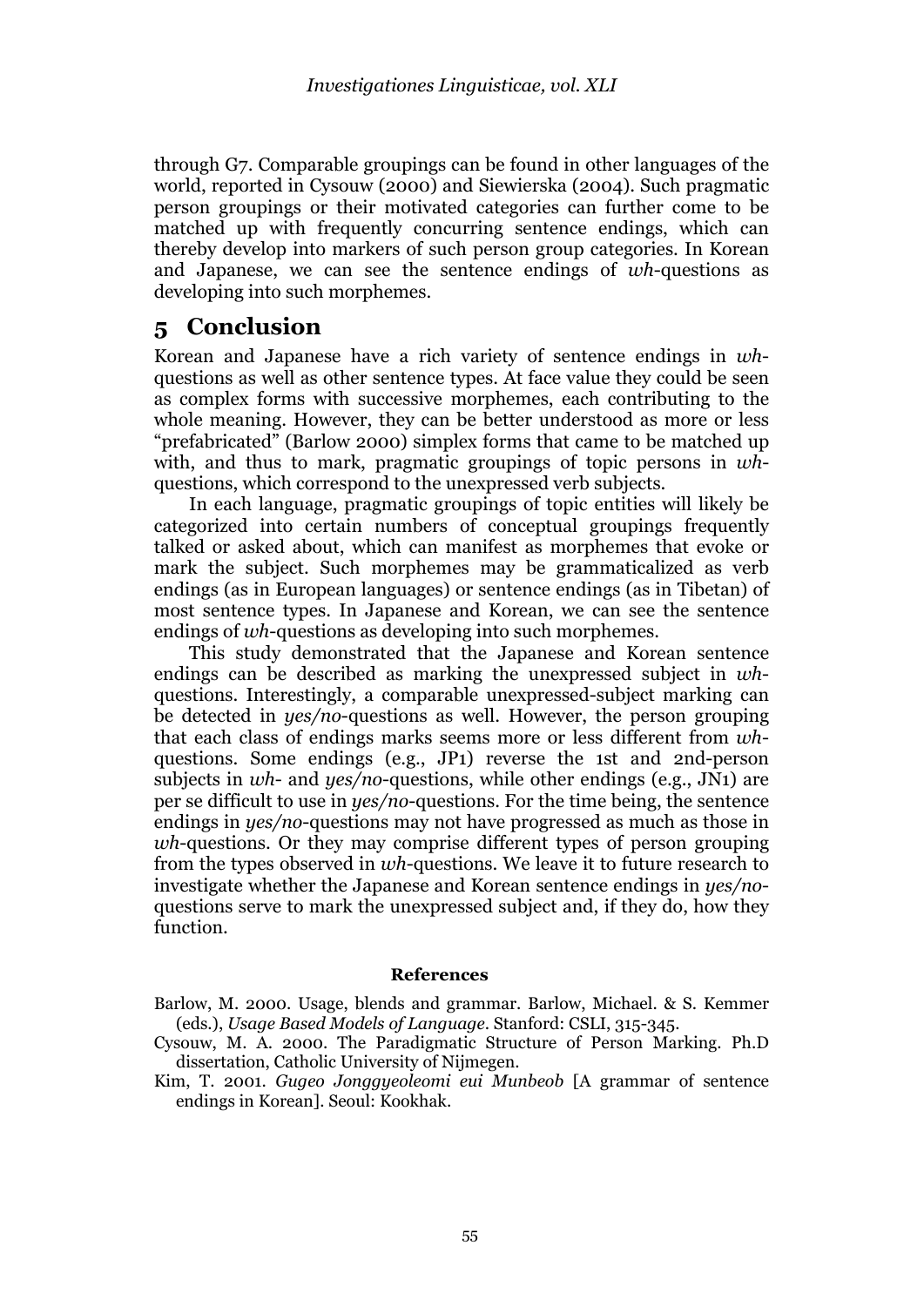through G7. Comparable groupings can be found in other languages of the world, reported in Cysouw (2000) and Siewierska (2004). Such pragmatic person groupings or their motivated categories can further come to be matched up with frequently concurring sentence endings, which can thereby develop into markers of such person group categories. In Korean and Japanese, we can see the sentence endings of *wh*-questions as developing into such morphemes.

## 5 Conclusion

Korean and Japanese have a rich variety of sentence endings in *wh*-questions as well as other sentence types. At face value they could be seen as complex forms with successive morphemes, each contributing to the whole meaning. However, they can be better understood as more or less "prefabricated" (Barlow 2000) simplex forms that came to be matched up with, and thus to mark, pragmatic groupings of topic persons in *wh*-questions, which correspond to the unexpressed verb subjects.

In each language, pragmatic groupings of topic entities will likely be categorized into certain numbers of conceptual groupings frequently talked or asked about, which can manifest as morphemes that evoke or mark the subject. Such morphemes may be grammaticalized as verb endings (as in European languages) or sentence endings (as in Tibetan) of most sentence types. In Japanese and Korean, we can see the sentence endings of *wh*-questions as developing into such morphemes.

This study demonstrated that the Japanese and Korean sentence endings can be described as marking the unexpressed subject in *wh*-questions. Interestingly, a comparable unexpressed-subject marking can be detected in *yes/no*-questions as well. However, the person grouping that each class of endings marks seems more or less different from *wh*-questions. Some endings (e.g., JP1) reverse the 1st and 2nd-person subjects in *wh*- and *yes/no*-questions, while other endings (e.g., JN1) are per se difficult to use in *yes/no*-questions. For the time being, the sentence endings in *yes/no*-questions may not have progressed as much as those in *wh*-questions. Or they may comprise different types of person grouping from the types observed in *wh*-questions. We leave it to future research to investigate whether the Japanese and Korean sentence endings in *yes/no*-questions serve to mark the unexpressed subject and, if they do, how they function.

**References**

Barlow, M. 2000. Usage, blends and grammar. Barlow, Michael. & S. Kemmer (eds.), *Usage Based Models of Language*. Stanford: CSLI, 315-345.

Cysouw, M. A. 2000. The Paradigmatic Structure of Person Marking. Ph.D dissertation, Catholic University of Nijmegen.

Kim, T. 2001. *Gugeo Jonggyeoleomi eui Munbeob* [A grammar of sentence endings in Korean]. Seoul: Kookhak.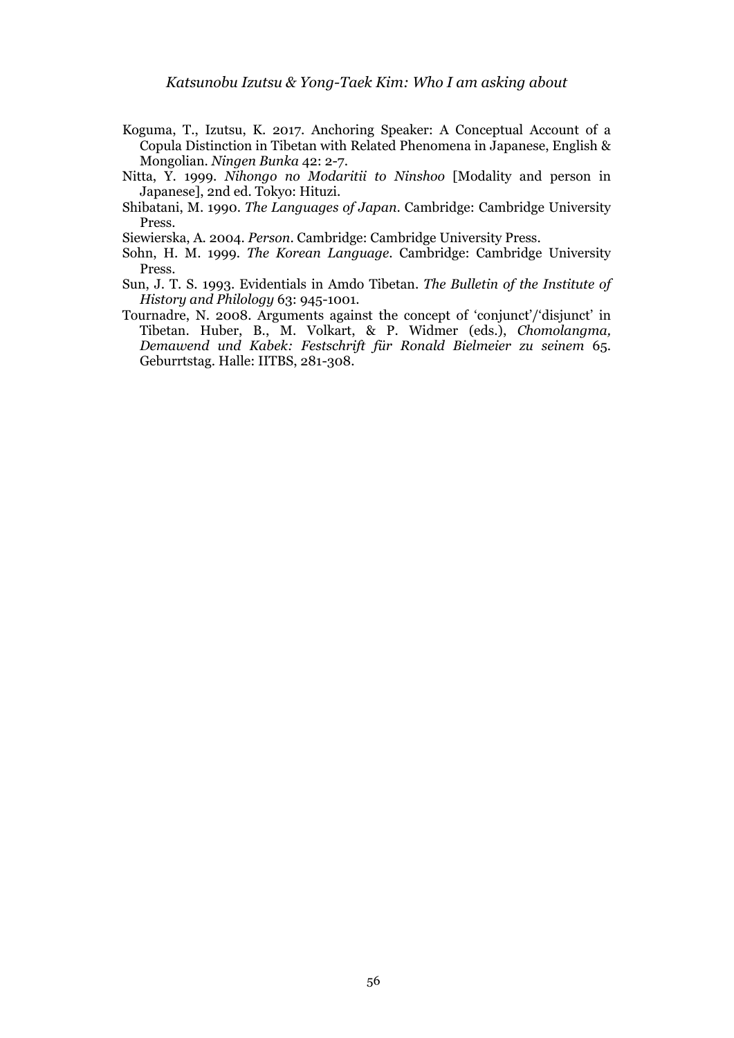Koguma, T., Izutsu, K. 2017. Anchoring Speaker: A Conceptual Account of a Copula Distinction in Tibetan with Related Phenomena in Japanese, English & Mongolian. *Ningen Bunka* 42: 2-7.

Nitta, Y. 1999. *Nihongo no Modaritii to Ninshoo* [Modality and person in Japanese], 2nd ed. Tokyo: Hituzi.

Shibatani, M. 1990. *The Languages of Japan*. Cambridge: Cambridge University Press.

Siewierska, A. 2004. *Person*. Cambridge: Cambridge University Press.

Sohn, H. M. 1999. *The Korean Language*. Cambridge: Cambridge University Press.

Sun, J. T. S. 1993. Evidentials in Amdo Tibetan. *The Bulletin of the Institute of History and Philology* 63: 945-1001.

Tournadre, N. 2008. Arguments against the concept of 'conjunct'/'disjunct' in Tibetan. Huber, B., M. Volkart, & P. Widmer (eds.), *Chomolangma, Demawend und Kabek: Festschrift für Ronald Bielmeier zu seinem* 65. Geburrtstag. Halle: IITBS, 281-308.